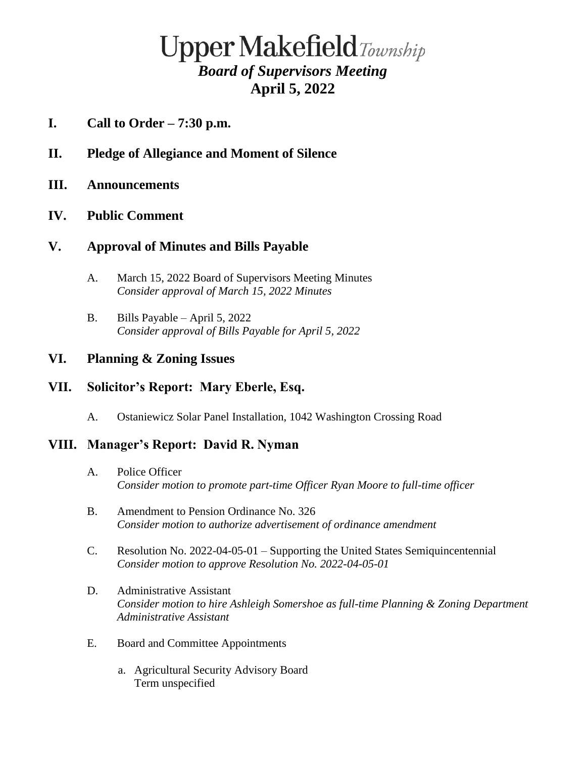# Upper Makefield *Township*

## *Board of Supervisors Meeting*

## April 5, 2022

**I. Call to Order – 7:30 p.m.**

**II. Pledge of Allegiance and Moment of Silence**

**III. Announcements**

**IV. Public Comment**

**V. Approval of Minutes and Bills Payable**

A. March 15, 2022 Board of Supervisors Meeting Minutes
*Consider approval of March 15, 2022 Minutes*

B. Bills Payable – April 5, 2022
*Consider approval of Bills Payable for April 5, 2022*

**VI. Planning & Zoning Issues**

**VII. Solicitor's Report: Mary Eberle, Esq.**

A. Ostaniewicz Solar Panel Installation, 1042 Washington Crossing Road

**VIII. Manager's Report: David R. Nyman**

A. Police Officer
*Consider motion to promote part-time Officer Ryan Moore to full-time officer*

B. Amendment to Pension Ordinance No. 326
*Consider motion to authorize advertisement of ordinance amendment*

C. Resolution No. 2022-04-05-01 – Supporting the United States Semiquincentennial
*Consider motion to approve Resolution No. 2022-04-05-01*

D. Administrative Assistant
*Consider motion to hire Ashleigh Somershoe as full-time Planning & Zoning Department Administrative Assistant*

E. Board and Committee Appointments

a. Agricultural Security Advisory Board
Term unspecified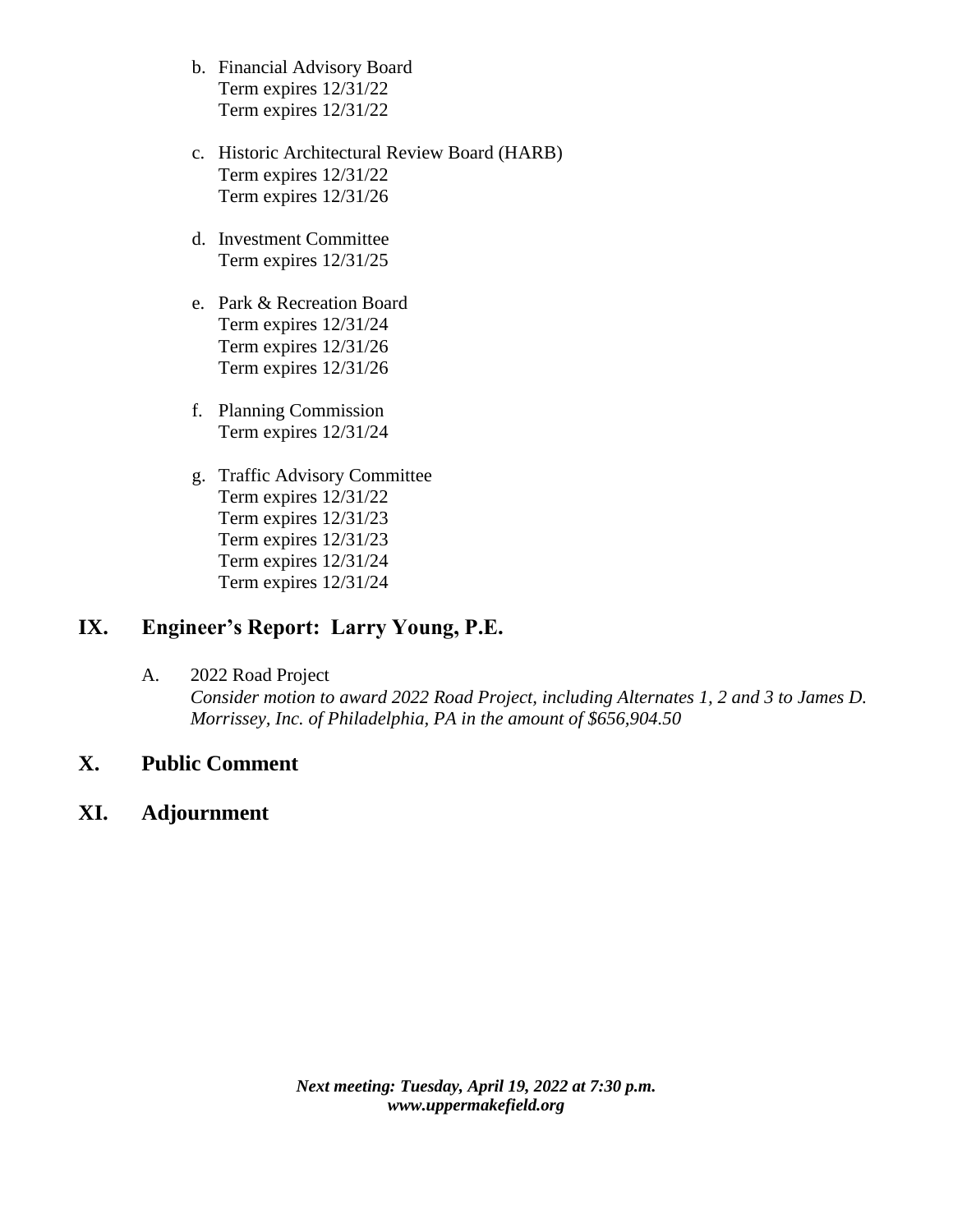b. Financial Advisory Board
   Term expires 12/31/22
   Term expires 12/31/22

c. Historic Architectural Review Board (HARB)
   Term expires 12/31/22
   Term expires 12/31/26

d. Investment Committee
   Term expires 12/31/25

e. Park & Recreation Board
   Term expires 12/31/24
   Term expires 12/31/26
   Term expires 12/31/26

f. Planning Commission
   Term expires 12/31/24

g. Traffic Advisory Committee
   Term expires 12/31/22
   Term expires 12/31/23
   Term expires 12/31/23
   Term expires 12/31/24
   Term expires 12/31/24

## IX. Engineer's Report: Larry Young, P.E.

A. 2022 Road Project
   *Consider motion to award 2022 Road Project, including Alternates 1, 2 and 3 to James D. Morrissey, Inc. of Philadelphia, PA in the amount of $656,904.50*

## X. Public Comment

## XI. Adjournment

***Next meeting: Tuesday, April 19, 2022 at 7:30 p.m.***
***www.uppermakefield.org***